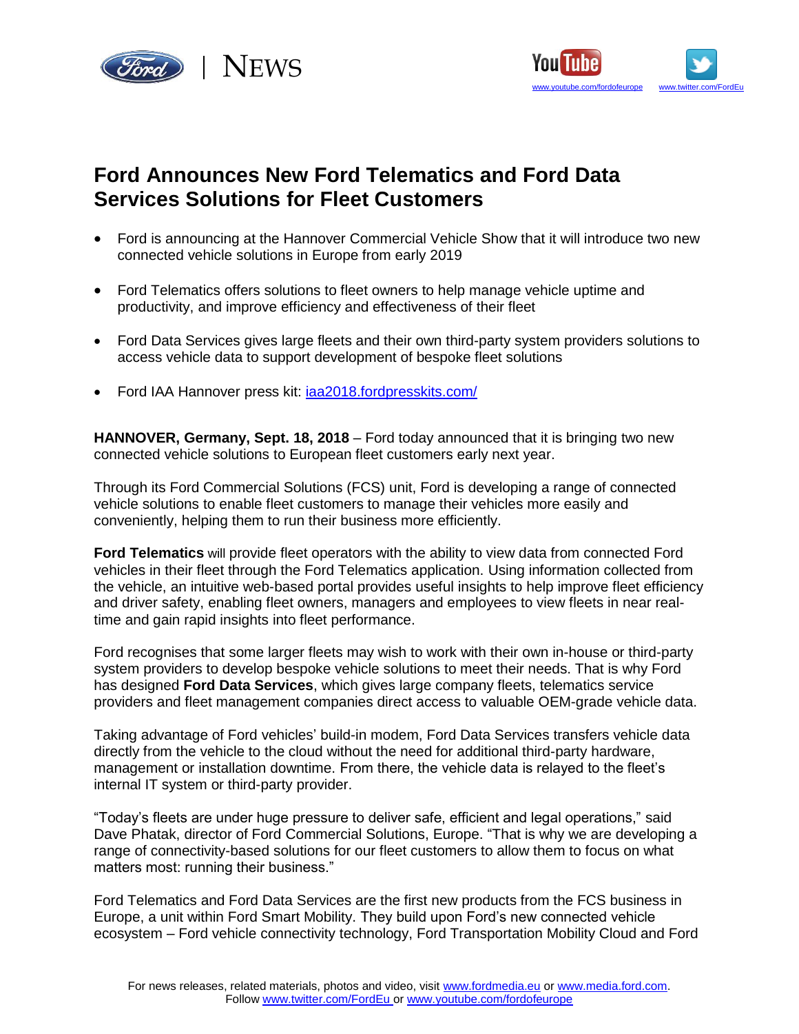# Ford Announces New Ford Telematics and Ford Data Services Solutions for Fleet Customers

- Ford is announcing at the Hannover Commercial Vehicle Show that it will introduce two new connected vehicle solutions in Europe from early 2019
- Ford Telematics offers solutions to fleet owners to help manage vehicle uptime and productivity, and improve efficiency and effectiveness of their fleet
- Ford Data Services gives large fleets and their own third-party system providers solutions to access vehicle data to support development of bespoke fleet solutions
- Ford IAA Hannover press kit: [iaa2018.fordpresskits.com/](iaa2018.fordpresskits.com/)

**HANNOVER, Germany, Sept. 18, 2018** – Ford today announced that it is bringing two new connected vehicle solutions to European fleet customers early next year.

Through its Ford Commercial Solutions (FCS) unit, Ford is developing a range of connected vehicle solutions to enable fleet customers to manage their vehicles more easily and conveniently, helping them to run their business more efficiently.

**Ford Telematics** will provide fleet operators with the ability to view data from connected Ford vehicles in their fleet through the Ford Telematics application. Using information collected from the vehicle, an intuitive web-based portal provides useful insights to help improve fleet efficiency and driver safety, enabling fleet owners, managers and employees to view fleets in near real-time and gain rapid insights into fleet performance.

Ford recognises that some larger fleets may wish to work with their own in-house or third-party system providers to develop bespoke vehicle solutions to meet their needs. That is why Ford has designed **Ford Data Services**, which gives large company fleets, telematics service providers and fleet management companies direct access to valuable OEM-grade vehicle data.

Taking advantage of Ford vehicles' build-in modem, Ford Data Services transfers vehicle data directly from the vehicle to the cloud without the need for additional third-party hardware, management or installation downtime. From there, the vehicle data is relayed to the fleet's internal IT system or third-party provider.

"Today's fleets are under huge pressure to deliver safe, efficient and legal operations," said Dave Phatak, director of Ford Commercial Solutions, Europe. "That is why we are developing a range of connectivity-based solutions for our fleet customers to allow them to focus on what matters most: running their business."

Ford Telematics and Ford Data Services are the first new products from the FCS business in Europe, a unit within Ford Smart Mobility. They build upon Ford's new connected vehicle ecosystem – Ford vehicle connectivity technology, Ford Transportation Mobility Cloud and Ford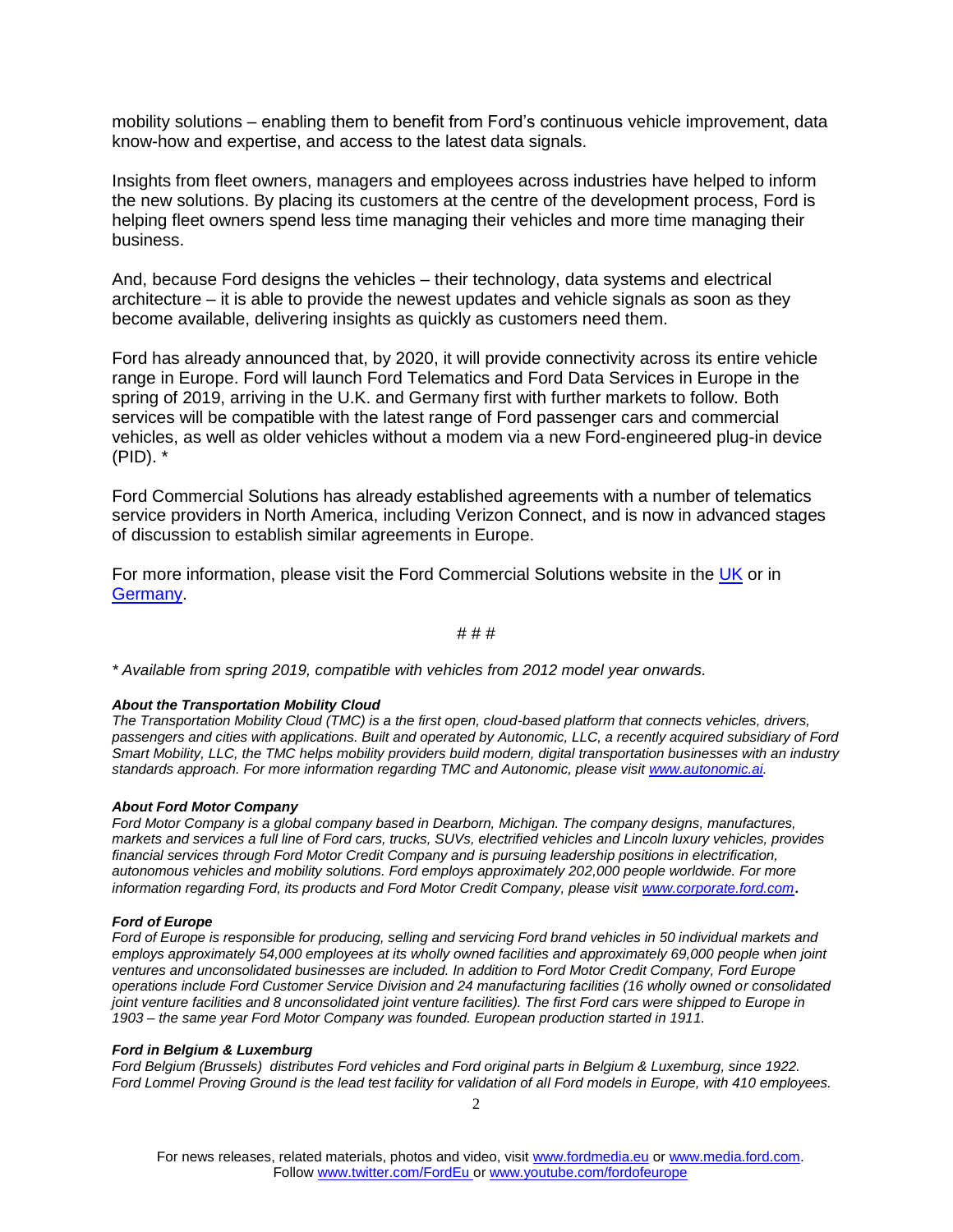mobility solutions – enabling them to benefit from Ford's continuous vehicle improvement, data know-how and expertise, and access to the latest data signals.

Insights from fleet owners, managers and employees across industries have helped to inform the new solutions. By placing its customers at the centre of the development process, Ford is helping fleet owners spend less time managing their vehicles and more time managing their business.

And, because Ford designs the vehicles – their technology, data systems and electrical architecture – it is able to provide the newest updates and vehicle signals as soon as they become available, delivering insights as quickly as customers need them.

Ford has already announced that, by 2020, it will provide connectivity across its entire vehicle range in Europe. Ford will launch Ford Telematics and Ford Data Services in Europe in the spring of 2019, arriving in the U.K. and Germany first with further markets to follow. Both services will be compatible with the latest range of Ford passenger cars and commercial vehicles, as well as older vehicles without a modem via a new Ford-engineered plug-in device (PID). *

Ford Commercial Solutions has already established agreements with a number of telematics service providers in North America, including Verizon Connect, and is now in advanced stages of discussion to establish similar agreements in Europe.

For more information, please visit the Ford Commercial Solutions website in the UK or in Germany.

# # #

*\* Available from spring 2019, compatible with vehicles from 2012 model year onwards.*

***About the Transportation Mobility Cloud***

*The Transportation Mobility Cloud (TMC) is a the first open, cloud-based platform that connects vehicles, drivers, passengers and cities with applications. Built and operated by Autonomic, LLC, a recently acquired subsidiary of Ford Smart Mobility, LLC, the TMC helps mobility providers build modern, digital transportation businesses with an industry standards approach. For more information regarding TMC and Autonomic, please visit www.autonomic.ai.*

***About Ford Motor Company***

*Ford Motor Company is a global company based in Dearborn, Michigan. The company designs, manufactures, markets and services a full line of Ford cars, trucks, SUVs, electrified vehicles and Lincoln luxury vehicles, provides financial services through Ford Motor Credit Company and is pursuing leadership positions in electrification, autonomous vehicles and mobility solutions. Ford employs approximately 202,000 people worldwide. For more information regarding Ford, its products and Ford Motor Credit Company, please visit www.corporate.ford.com.*

***Ford of Europe***

*Ford of Europe is responsible for producing, selling and servicing Ford brand vehicles in 50 individual markets and employs approximately 54,000 employees at its wholly owned facilities and approximately 69,000 people when joint ventures and unconsolidated businesses are included. In addition to Ford Motor Credit Company, Ford Europe operations include Ford Customer Service Division and 24 manufacturing facilities (16 wholly owned or consolidated joint venture facilities and 8 unconsolidated joint venture facilities). The first Ford cars were shipped to Europe in 1903 – the same year Ford Motor Company was founded. European production started in 1911.*

***Ford in Belgium & Luxemburg***

*Ford Belgium (Brussels) distributes Ford vehicles and Ford original parts in Belgium & Luxemburg, since 1922. Ford Lommel Proving Ground is the lead test facility for validation of all Ford models in Europe, with 410 employees.*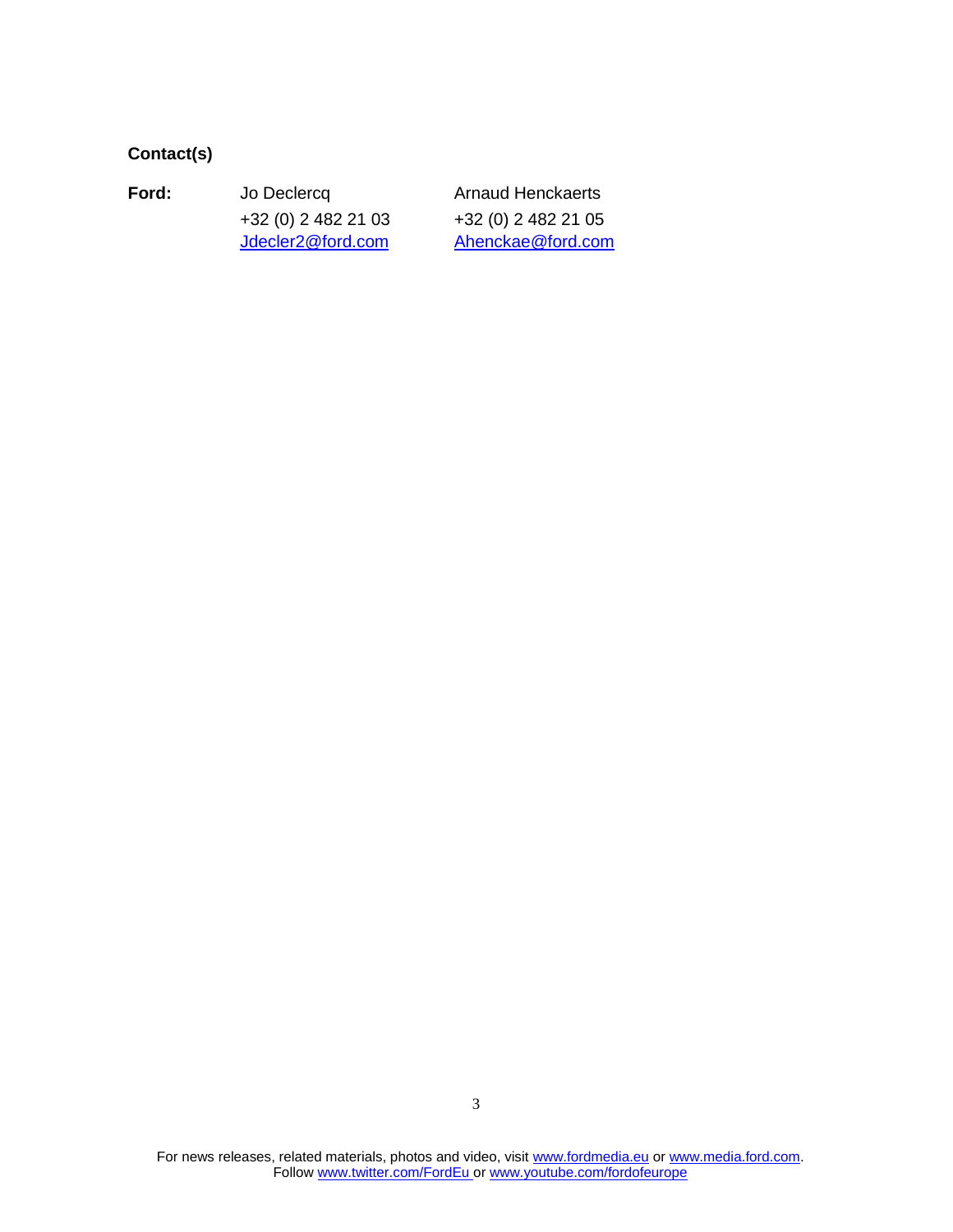**Contact(s)**

| | | |
|---|---|---|
| **Ford:** | Jo Declercq | Arnaud Henckaerts |
| | +32 (0) 2 482 21 03 | +32 (0) 2 482 21 05 |
| | Jdecler2@ford.com | Ahenckae@ford.com |